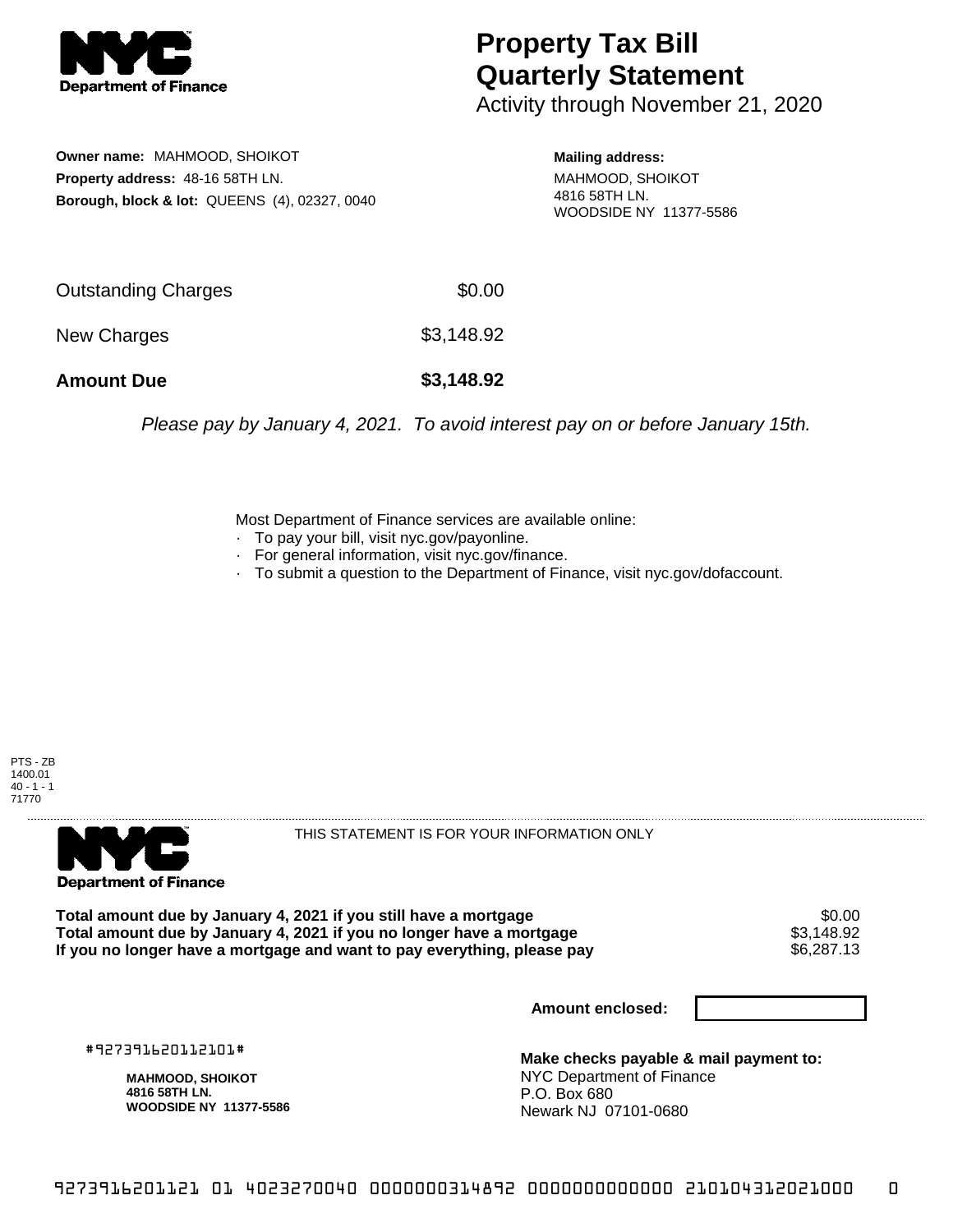# Property Tax Bill Quarterly Statement

Activity through November 21, 2020

**Owner name:** MAHMOOD, SHOIKOT
**Property address:** 48-16 58TH LN.
**Borough, block & lot:** QUEENS (4), 02327, 0040

**Mailing address:**
MAHMOOD, SHOIKOT
4816 58TH LN.
WOODSIDE NY 11377-5586

| | |
|---|---|
| Outstanding Charges | $0.00 |
| New Charges | $3,148.92 |
| **Amount Due** | **$3,148.92** |

*Please pay by January 4, 2021. To avoid interest pay on or before January 15th.*

Most Department of Finance services are available online:
- To pay your bill, visit nyc.gov/payonline.
- For general information, visit nyc.gov/finance.
- To submit a question to the Department of Finance, visit nyc.gov/dofaccount.

PTS - ZB
1400.01
40 - 1 - 1
71770

THIS STATEMENT IS FOR YOUR INFORMATION ONLY

| | |
|---|---|
| **Total amount due by January 4, 2021 if you still have a mortgage** | $0.00 |
| **Total amount due by January 4, 2021 if you no longer have a mortgage** | $3,148.92 |
| **If you no longer have a mortgage and want to pay everything, please pay** | $6,287.13 |

**Amount enclosed:**

#927391620112101#

**MAHMOOD, SHOIKOT**
**4816 58TH LN.**
**WOODSIDE NY 11377-5586**

**Make checks payable & mail payment to:**
NYC Department of Finance
P.O. Box 680
Newark NJ 07101-0680

9273916201121 01 4023270040 0000000314892 0000000000000 210104312021000 0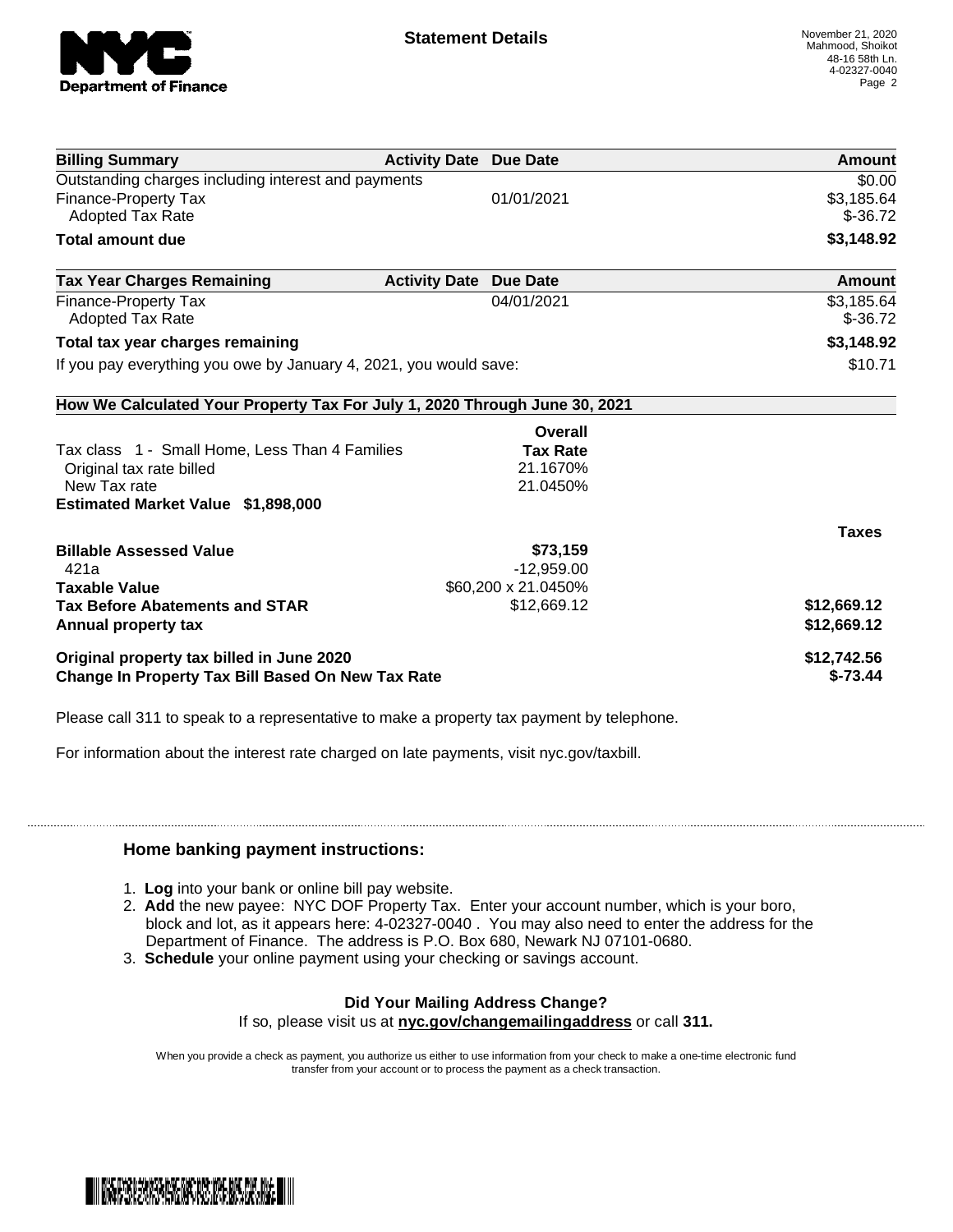# Statement Details

November 21, 2020
Mahmood, Shoikot
48-16 58th Ln.
4-02327-0040

| Billing Summary | Activity Date | Due Date | Amount |
| --- | --- | --- | --- |
| Outstanding charges including interest and payments | | | $0.00 |
| Finance-Property Tax | | 01/01/2021 | $3,185.64 |
| Adopted Tax Rate | | | $-36.72 |
| **Total amount due** | | | **$3,148.92** |

| Tax Year Charges Remaining | Activity Date | Due Date | Amount |
| --- | --- | --- | --- |
| Finance-Property Tax | | 04/01/2021 | $3,185.64 |
| Adopted Tax Rate | | | $-36.72 |
| **Total tax year charges remaining** | | | **$3,148.92** |
| If you pay everything you owe by January 4, 2021, you would save: | | | $10.71 |

## How We Calculated Your Property Tax For July 1, 2020 Through June 30, 2021

| | Overall Tax Rate | Taxes |
| --- | --- | --- |
| Tax class 1 - Small Home, Less Than 4 Families | | |
| Original tax rate billed | 21.1670% | |
| New Tax rate | 21.0450% | |
| **Estimated Market Value $1,898,000** | | |
| **Billable Assessed Value** | **$73,159** | |
| 421a | -12,959.00 | |
| **Taxable Value** | $60,200 x 21.0450% | |
| **Tax Before Abatements and STAR** | $12,669.12 | **$12,669.12** |
| **Annual property tax** | | **$12,669.12** |
| **Original property tax billed in June 2020** | | **$12,742.56** |
| **Change In Property Tax Bill Based On New Tax Rate** | | **$-73.44** |

Please call 311 to speak to a representative to make a property tax payment by telephone.

For information about the interest rate charged on late payments, visit nyc.gov/taxbill.

## Home banking payment instructions:

1. **Log** into your bank or online bill pay website.
2. **Add** the new payee: NYC DOF Property Tax. Enter your account number, which is your boro, block and lot, as it appears here: 4-02327-0040 . You may also need to enter the address for the Department of Finance. The address is P.O. Box 680, Newark NJ 07101-0680.
3. **Schedule** your online payment using your checking or savings account.

**Did Your Mailing Address Change?**

If so, please visit us at **nyc.gov/changemailingaddress** or call **311.**

When you provide a check as payment, you authorize us either to use information from your check to make a one-time electronic fund transfer from your account or to process the payment as a check transaction.